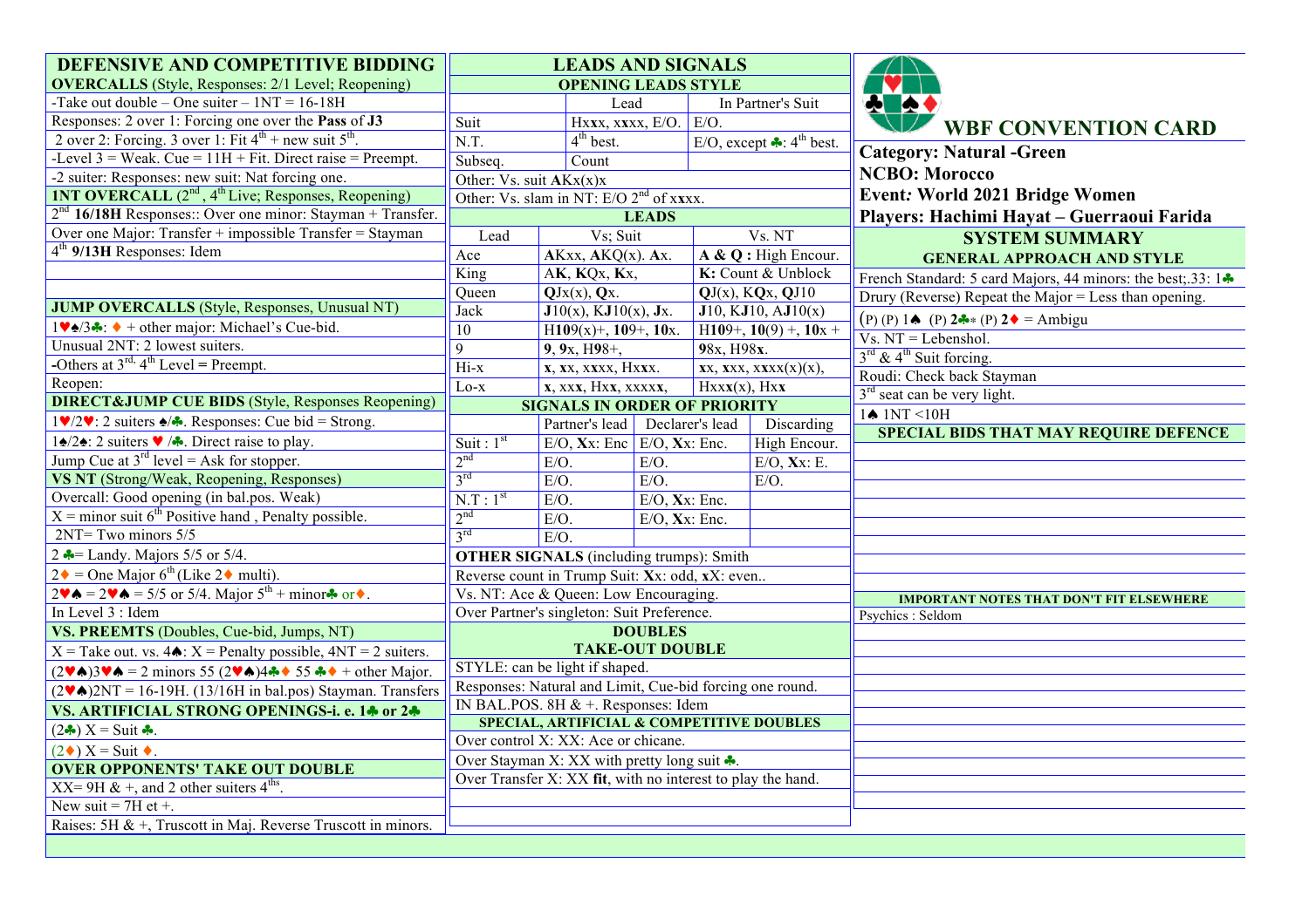# WBF CONVENTION CARD

**Category: Natural -Green**
**NCBO: Morocco**
**Event: World 2021 Bridge Women**
**Players: Hachimi Hayat – Guerraoui Farida**

## SYSTEM SUMMARY

### GENERAL APPROACH AND STYLE

French Standard: 5 card Majors, 44 minors: the best;.33: 1♣
Drury (Reverse) Repeat the Major = Less than opening.
(P) (P) 1♠ (P) 2♣* (P) 2♦ = Ambigu
Vs. NT = Lebenshol.
3rd & 4th Suit forcing.
Roudi: Check back Stayman
3rd seat can be very light.
1♠ 1NT <10H

### SPECIAL BIDS THAT MAY REQUIRE DEFENCE

### IMPORTANT NOTES THAT DON'T FIT ELSEWHERE

Psychics : Seldom

## DEFENSIVE AND COMPETITIVE BIDDING

**OVERCALLS** (Style, Responses: 2/1 Level; Reopening)

-Take out double – One suiter – 1NT = 16-18H
Responses: 2 over 1: Forcing one over the **Pass** of **J3**
2 over 2: Forcing. 3 over 1: Fit 4th + new suit 5th.
-Level 3 = Weak. Cue = 11H + Fit. Direct raise = Preempt.
-2 suiter: Responses: new suit: Nat forcing one.

**1NT OVERCALL** (2nd, 4th Live; Responses, Reopening)

2nd **16/18H** Responses:: Over one minor: Stayman + Transfer.
Over one Major: Transfer + impossible Transfer = Stayman
4th **9/13H** Responses: Idem

**JUMP OVERCALLS** (Style, Responses, Unusual NT)

1♥♠/3♣: ♦ + other major: Michael's Cue-bid.
Unusual 2NT: 2 lowest suiters.
-Others at 3rd, 4th Level = Preempt.
Reopen:

**DIRECT&JUMP CUE BIDS** (Style, Responses Reopening)

1♥/2♥: 2 suiters ♠/♣. Responses: Cue bid = Strong.
1♠/2♠: 2 suiters ♥ /♣. Direct raise to play.
Jump Cue at 3rd level = Ask for stopper.

**VS NT** (Strong/Weak, Reopening, Responses)

Overcall: Good opening (in bal.pos. Weak)
X = minor suit 6th Positive hand , Penalty possible.
2NT= Two minors 5/5
2 ♣= Landy. Majors 5/5 or 5/4.
2♦ = One Major 6th (Like 2♦ multi).
2♥♠ = 2♥♠ = 5/5 or 5/4. Major 5th + minor♣ or♦.
In Level 3 : Idem

**VS. PREEMTS** (Doubles, Cue-bid, Jumps, NT)

X = Take out. vs. 4♠: X = Penalty possible, 4NT = 2 suiters.
(2♥♠)3♥♠ = 2 minors 55 (2♥♠)4♣♦ 55 ♣♦ + other Major.
(2♥♠)2NT = 16-19H. (13/16H in bal.pos) Stayman. Transfers

**VS. ARTIFICIAL STRONG OPENINGS-i. e. 1♣ or 2♣**

(2♣) X = Suit ♣.
(2♦) X = Suit ♦.

**OVER OPPONENTS' TAKE OUT DOUBLE**

XX= 9H & +, and 2 other suiters 4ths.
New suit = 7H et +.
Raises: 5H & +, Truscott in Maj. Reverse Truscott in minors.

## LEADS AND SIGNALS

### OPENING LEADS STYLE

| | Lead | In Partner's Suit |
|---|---|---|
| Suit | Hxxx, xxxx, E/O. | E/O. |
| N.T. | 4th best. | E/O, except ♣: 4th best. |
| Subseq. | Count | |

Other: Vs. suit **A**Kx(x)x
Other: Vs. slam in NT: E/O 2nd of x**x**xx.

### LEADS

| Lead | Vs; Suit | Vs. NT |
|---|---|---|
| Ace | **A**Kxx, **A**KQ(x). **A**x. | **A & Q :** High Encour. |
| King | A**K**, **K**Qx, **K**x, | **K:** Count & Unblock |
| Queen | **Q**Jx(x), **Q**x. | **Q**J(x), K**Q**x, **Q**J10 |
| Jack | **J**10(x), K**J**10(x), **J**x. | **J**10, K**J**10, A**J**10(x) |
| 10 | H**10**9(x)+, **10**9+, **10**x. | H**10**9+, **10**(9) +, **10**x + |
| 9 | **9**, **9**x, H98+, | **9**8x, H98**x**. |
| Hi-x | **x**, **x**x, **x**xxx, H**x**xx. | **x**x, x**x**x, x**x**xx(x)(x), |
| Lo-x | **x**, xx**x**, Hx**x**, xxxx**x**, | Hxx**x**(x), Hx**x** |

### SIGNALS IN ORDER OF PRIORITY

| | | Partner's lead | Declarer's lead | Discarding |
|---|---|---|---|---|
| Suit : | 1st | E/O, **X**x: Enc | E/O, **X**x: Enc. | High Encour. |
| | 2nd | E/O. | E/O. | E/O, **X**x: E. |
| | 3rd | E/O. | E/O. | E/O. |
| N.T : | 1st | E/O. | E/O, **X**x: Enc. | |
| | 2nd | E/O. | E/O, **X**x: Enc. | |
| | 3rd | E/O. | | |

**OTHER SIGNALS** (including trumps): Smith
Reverse count in Trump Suit: **X**x: odd, x**X**: even..
Vs. NT: Ace & Queen: Low Encouraging.
Over Partner's singleton: Suit Preference.

## DOUBLES

### TAKE-OUT DOUBLE

STYLE: can be light if shaped.
Responses: Natural and Limit, Cue-bid forcing one round.
IN BAL.POS. 8H & +. Responses: Idem

### SPECIAL, ARTIFICIAL & COMPETITIVE DOUBLES

Over control X: XX: Ace or chicane.
Over Stayman X: XX with pretty long suit ♣.
Over Transfer X: XX **fit**, with no interest to play the hand.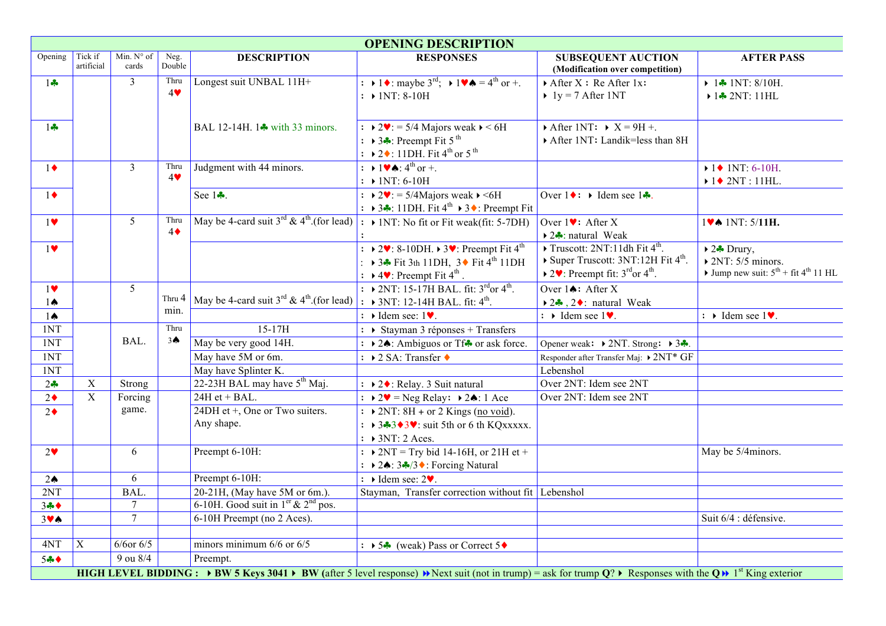| OPENING DESCRIPTION | | | | | | | |
|---|---|---|---|---|---|---|---|
| Opening | Tick if artificial | Min. N° of cards | Neg. Double | DESCRIPTION | RESPONSES | SUBSEQUENT AUCTION (Modification over competition) | AFTER PASS |
| 1♣ | | 3 | Thru 4♥ | Longest suit UNBAL 11H+ | : ▸1♦: maybe 3rd; ▸1♥♠ = 4th or +. : ▸1NT: 8-10H | ▸After X : Re After 1x: ▸1y = 7 After 1NT | ▸ 1♣ 1NT: 8/10H. ▸1♣ 2NT: 11HL |
| 1♣ | | | | BAL 12-14H. 1♣ with 33 minors. | : ▸2♥: = 5/4 Majors weak ▸< 6H : ▸3♣: Preempt Fit 5th : ▸2♦: 11DH. Fit 4th or 5th | ▸After 1NT: ▸ X = 9H +. ▸After 1NT: Landik=less than 8H | |
| 1♦ | | 3 | Thru 4♥ | Judgment with 44 minors. | : ▸1♥♠: 4th or +. : ▸1NT: 6-10H | | ▸1♦ 1NT: 6-10H. ▸1♦ 2NT : 11HL. |
| 1♦ | | | | See 1♣. | : ▸2♥: = 5/4Majors weak ▸<6H : ▸3♣: 11DH. Fit 4th ▸3♦: Preempt Fit | Over 1♦: ▸ Idem see 1♣. | |
| 1♥ | | 5 | Thru 4♦ | May be 4-card suit 3rd & 4th.(for lead) | : ▸1NT: No fit or Fit weak(fit: 5-7DH) : | Over 1♥: After X ▸2♣: natural Weak | 1♥♠ 1NT: 5/**11H.** |
| 1♥ | | | | | : ▸2♥: 8-10DH. ▸3♥: Preempt Fit 4th : ▸3♣ Fit 3th 11DH, 3♦ Fit 4th 11DH : ▸4♥: Preempt Fit 4th . | ▸Truscott: 2NT:11dh Fit 4th. ▸Super Truscott: 3NT:12H Fit 4th. ▸2♥: Preempt fit: 3rd or 4th. | ▸2♣ Drury, ▸2NT: 5/5 minors. ▸Jump new suit: 5th + fit 4th 11 HL |
| 1♥ 1♠ | | 5 | Thru 4 min. | May be 4-card suit 3rd & 4th.(for lead) | : ▸2NT: 15-17H BAL. fit: 3rd or 4th. : ▸3NT: 12-14H BAL. fit: 4th. | Over 1♠: After X ▸2♣ , 2♦: natural Weak | |
| 1♠ | | | | | : ▸Idem see: 1♥. | : ▸ Idem see 1♥. | : ▸ Idem see 1♥. |
| 1NT | | BAL. | Thru 3♠ | 15-17H | : ▸ Stayman 3 réponses + Transfers | | |
| 1NT | | | | May be very good 14H. | : ▸2♠: Ambiguos or Tf♣ or ask force. | Opener weak: ▸2NT. Strong: ▸3♣. | |
| 1NT | | | | May have 5M or 6m. | : ▸2 SA: Transfer ♦ | Responder after Transfer Maj: ▸2NT* GF | |
| 1NT | | | | May have Splinter K. | | Lebenshol | |
| 2♣ | X | Strong | | 22-23H BAL may have 5th Maj. | : ▸2♦: Relay. 3 Suit natural | Over 2NT: Idem see 2NT | |
| 2♦ | X | Forcing game. | | 24H et + BAL. | : ▸2♥ = Neg Relay: ▸2♠: 1 Ace | Over 2NT: Idem see 2NT | |
| 2♦ | | | | 24DH et +, One or Two suiters. Any shape. | : ▸2NT: 8H + or 2 Kings (no void). : ▸3♣3♦3♥: suit 5th or 6 th KQxxxxx. : ▸3NT: 2 Aces. | | |
| 2♥ | | 6 | | Preempt 6-10H: | : ▸2NT = Try bid 14-16H, or 21H et + : ▸2♠: 3♣/3♦: Forcing Natural | | May be 5/4minors. |
| 2♠ | | 6 | | Preempt 6-10H: | : ▸Idem see: 2♥. | | |
| 2NT | | BAL. | | 20-21H, (May have 5M or 6m.). | Stayman, Transfer correction without fit | Lebenshol | |
| 3♣♦ | | 7 | | 6-10H. Good suit in 1er & 2nd pos. | | | |
| 3♥♠ | | 7 | | 6-10H Preempt (no 2 Aces). | | | Suit 6/4 : défensive. |
| | | | | | | | |
| 4NT | X | 6/6or 6/5 | | minors minimum 6/6 or 6/5 | : ▸5♣ (weak) Pass or Correct 5♦ | | |
| 5♣♦ | | 9 ou 8/4 | | Preempt. | | | |
| **HIGH LEVEL BIDDING : ▸BW 5 Keys 3041 ▸ BW (**after 5 level response) ▸▸Next suit (not in trump) = ask for trump **Q**? ▸ Responses with the **Q** ▸▸ 1st King exterior | | | | | | | |